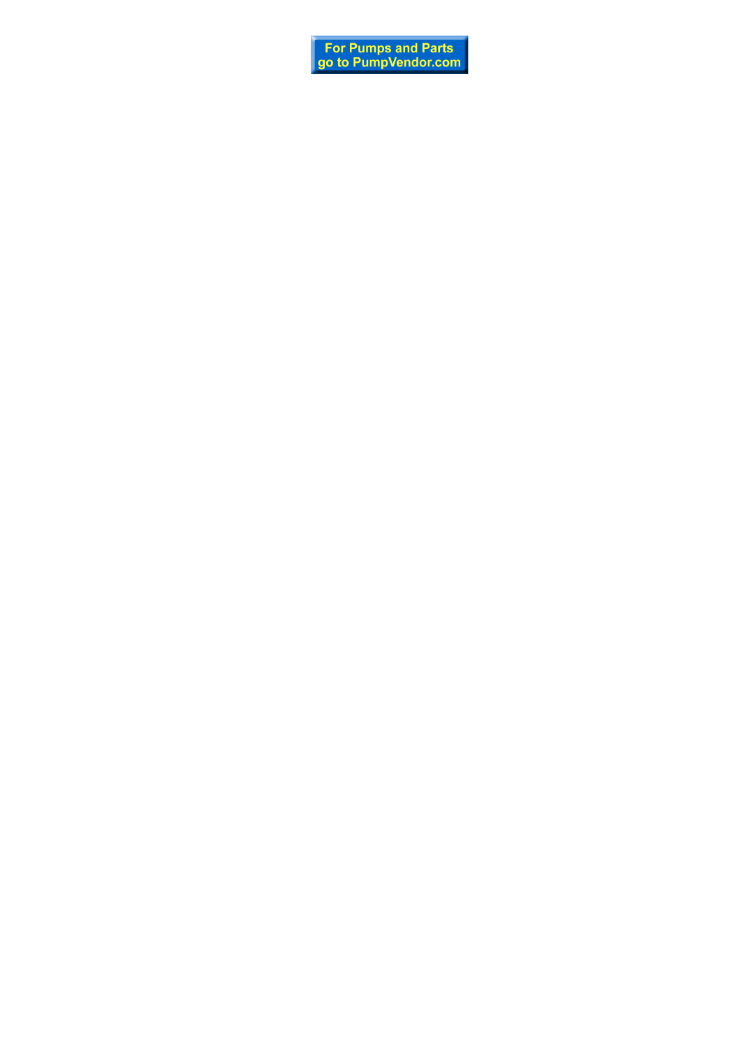For Pumps and Parts
go to PumpVendor.com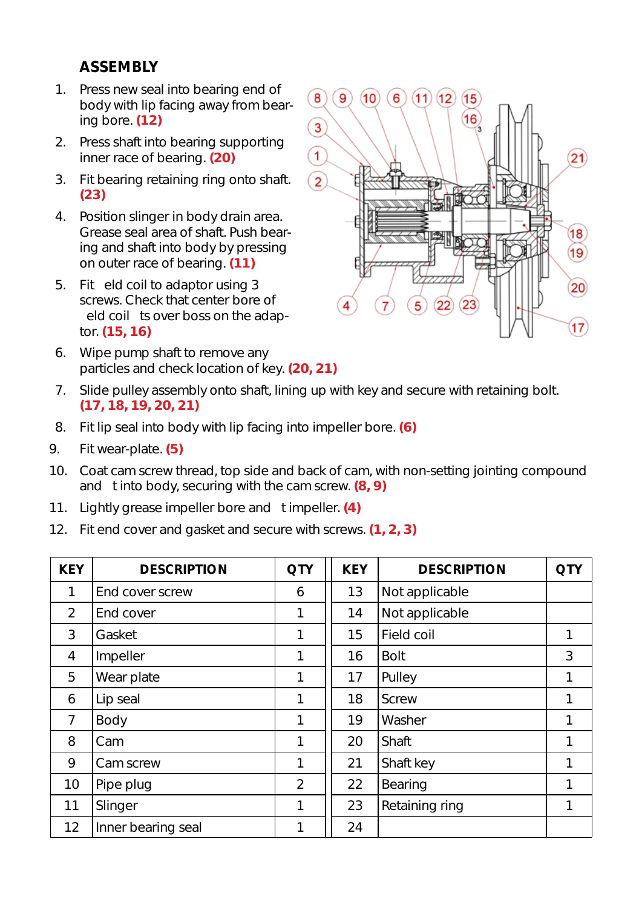## ASSEMBLY

1. Press new seal into bearing end of body with lip facing away from bearing bore. **(12)**
2. Press shaft into bearing supporting inner race of bearing. **(20)**
3. Fit bearing retaining ring onto shaft. **(23)**
4. Position slinger in body drain area. Grease seal area of shaft. Push bearing and shaft into body by pressing on outer race of bearing. **(11)**
5. Fit eld coil to adaptor using 3 screws. Check that center bore of eld coil ts over boss on the adaptor. **(15, 16)**
6. Wipe pump shaft to remove any particles and check location of key. **(20, 21)**
7. Slide pulley assembly onto shaft, lining up with key and secure with retaining bolt. **(17, 18, 19, 20, 21)**
8. Fit lip seal into body with lip facing into impeller bore. **(6)**
9. Fit wear-plate. **(5)**
10. Coat cam screw thread, top side and back of cam, with non-setting jointing compound and t into body, securing with the cam screw. **(8, 9)**
11. Lightly grease impeller bore and t impeller. **(4)**
12. Fit end cover and gasket and secure with screws. **(1, 2, 3)**

| KEY | DESCRIPTION | QTY | KEY | DESCRIPTION | QTY |
|---|---|---|---|---|---|
| 1 | End cover screw | 6 | 13 | Not applicable | |
| 2 | End cover | 1 | 14 | Not applicable | |
| 3 | Gasket | 1 | 15 | Field coil | 1 |
| 4 | Impeller | 1 | 16 | Bolt | 3 |
| 5 | Wear plate | 1 | 17 | Pulley | 1 |
| 6 | Lip seal | 1 | 18 | Screw | 1 |
| 7 | Body | 1 | 19 | Washer | 1 |
| 8 | Cam | 1 | 20 | Shaft | 1 |
| 9 | Cam screw | 1 | 21 | Shaft key | 1 |
| 10 | Pipe plug | 2 | 22 | Bearing | 1 |
| 11 | Slinger | 1 | 23 | Retaining ring | 1 |
| 12 | Inner bearing seal | 1 | 24 | | |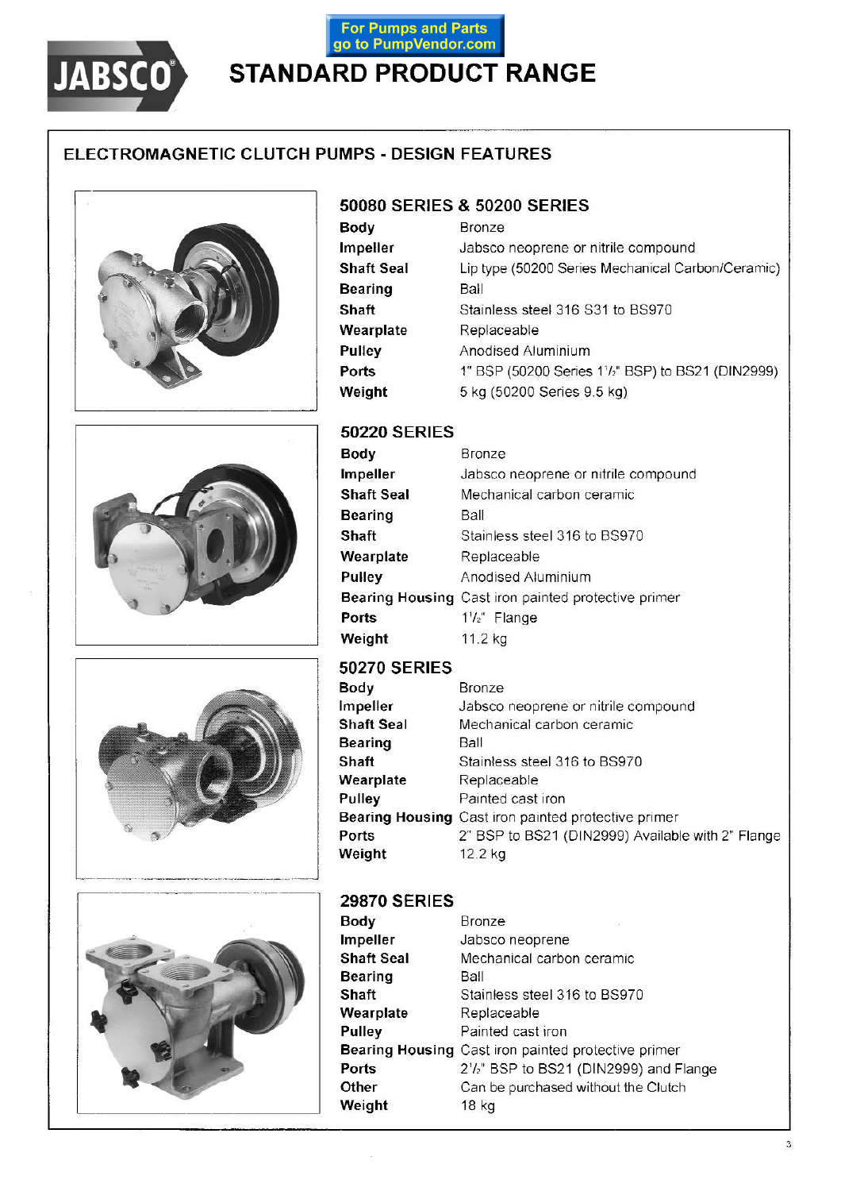For Pumps and Parts go to PumpVendor.com

# JABSCO STANDARD PRODUCT RANGE

## ELECTROMAGNETIC CLUTCH PUMPS - DESIGN FEATURES

### 50080 SERIES & 50200 SERIES

| | |
|---|---|
| **Body** | Bronze |
| **Impeller** | Jabsco neoprene or nitrile compound |
| **Shaft Seal** | Lip type (50200 Series Mechanical Carbon/Ceramic) |
| **Bearing** | Ball |
| **Shaft** | Stainless steel 316 S31 to BS970 |
| **Wearplate** | Replaceable |
| **Pulley** | Anodised Aluminium |
| **Ports** | 1" BSP (50200 Series 1½" BSP) to BS21 (DIN2999) |
| **Weight** | 5 kg (50200 Series 9.5 kg) |

### 50220 SERIES

| | |
|---|---|
| **Body** | Bronze |
| **Impeller** | Jabsco neoprene or nitrile compound |
| **Shaft Seal** | Mechanical carbon ceramic |
| **Bearing** | Ball |
| **Shaft** | Stainless steel 316 to BS970 |
| **Wearplate** | Replaceable |
| **Pulley** | Anodised Aluminium |
| **Bearing Housing** | Cast iron painted protective primer |
| **Ports** | 1½" Flange |
| **Weight** | 11.2 kg |

### 50270 SERIES

| | |
|---|---|
| **Body** | Bronze |
| **Impeller** | Jabsco neoprene or nitrile compound |
| **Shaft Seal** | Mechanical carbon ceramic |
| **Bearing** | Ball |
| **Shaft** | Stainless steel 316 to BS970 |
| **Wearplate** | Replaceable |
| **Pulley** | Painted cast iron |
| **Bearing Housing** | Cast iron painted protective primer |
| **Ports** | 2" BSP to BS21 (DIN2999) Available with 2" Flange |
| **Weight** | 12.2 kg |

### 29870 SERIES

| | |
|---|---|
| **Body** | Bronze |
| **Impeller** | Jabsco neoprene |
| **Shaft Seal** | Mechanical carbon ceramic |
| **Bearing** | Ball |
| **Shaft** | Stainless steel 316 to BS970 |
| **Wearplate** | Replaceable |
| **Pulley** | Painted cast iron |
| **Bearing Housing** | Cast iron painted protective primer |
| **Ports** | 2½" BSP to BS21 (DIN2999) and Flange |
| **Other** | Can be purchased without the Clutch |
| **Weight** | 18 kg |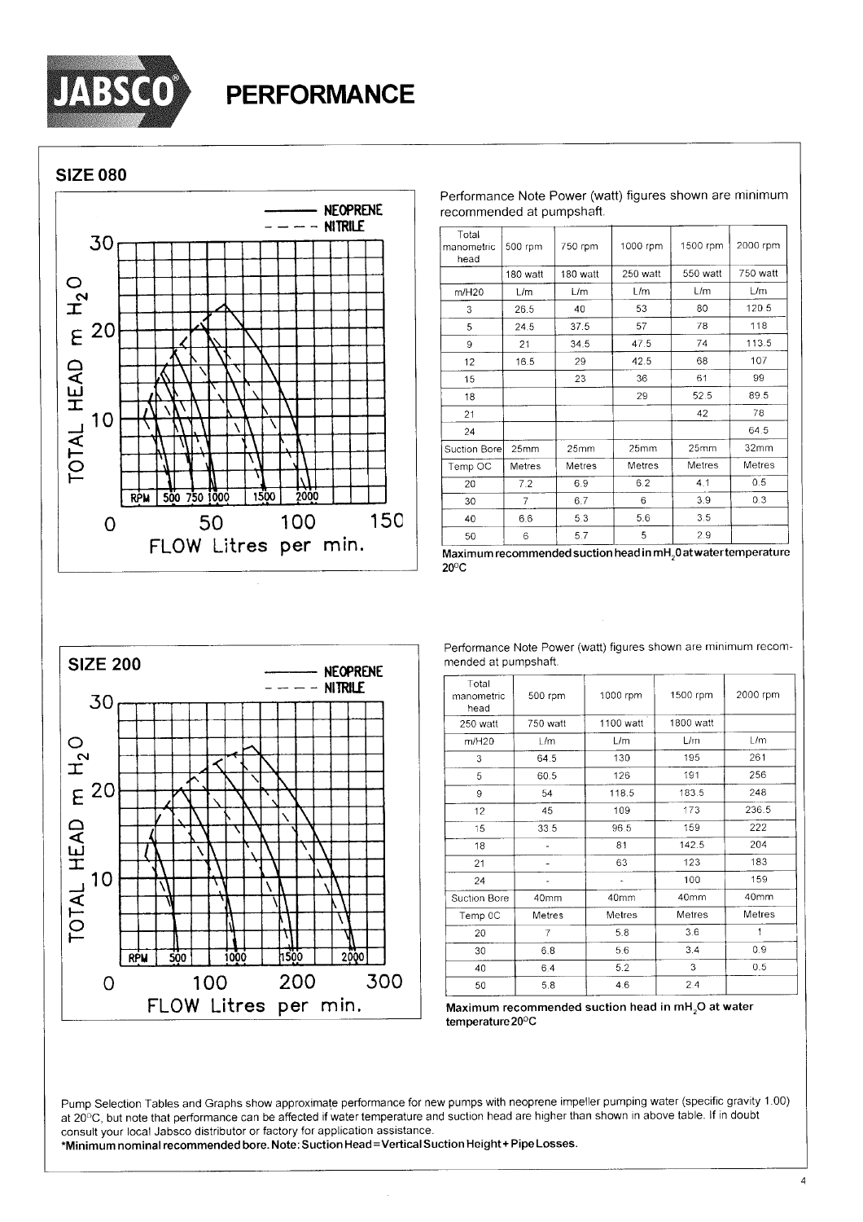# PERFORMANCE

## SIZE 080

Performance Note Power (watt) figures shown are minimum recommended at pumpshaft.

| Total manometric head | 500 rpm | 750 rpm | 1000 rpm | 1500 rpm | 2000 rpm |
|---|---|---|---|---|---|
| | 180 watt | 180 watt | 250 watt | 550 watt | 750 watt |
| m/H20 | L/m | L/m | L/m | L/m | L/m |
| 3 | 26.5 | 40 | 53 | 80 | 120.5 |
| 5 | 24.5 | 37.5 | 57 | 78 | 118 |
| 9 | 21 | 34.5 | 47.5 | 74 | 113.5 |
| 12 | 16.5 | 29 | 42.5 | 68 | 107 |
| 15 | | 23 | 36 | 61 | 99 |
| 18 | | | 29 | 52.5 | 89.5 |
| 21 | | | | 42 | 78 |
| 24 | | | | | 64.5 |
| Suction Bore | 25mm | 25mm | 25mm | 25mm | 32mm |
| Temp OC | Metres | Metres | Metres | Metres | Metres |
| 20 | 7.2 | 6.9 | 6.2 | 4.1 | 0.5 |
| 30 | 7 | 6.7 | 6 | 3.9 | 0.3 |
| 40 | 6.6 | 5.3 | 5.6 | 3.5 | |
| 50 | 6 | 5.7 | 5 | 2.9 | |

**Maximum recommended suction head in $mH_2O$ at water temperature 20°C**

## SIZE 200

Performance Note Power (watt) figures shown are minimum recommended at pumpshaft.

| Total manometric head | 500 rpm | 1000 rpm | 1500 rpm | 2000 rpm |
|---|---|---|---|---|
| 250 watt | 750 watt | 1100 watt | 1800 watt | |
| m/H20 | L/m | L/m | L/m | L/m |
| 3 | 64.5 | 130 | 195 | 261 |
| 5 | 60.5 | 126 | 191 | 256 |
| 9 | 54 | 118.5 | 183.5 | 248 |
| 12 | 45 | 109 | 173 | 236.5 |
| 15 | 33.5 | 96.5 | 159 | 222 |
| 18 | - | 81 | 142.5 | 204 |
| 21 | - | 63 | 123 | 183 |
| 24 | - | - | 100 | 159 |
| Suction Bore | 40mm | 40mm | 40mm | 40mm |
| Temp 0C | Metres | Metres | Metres | Metres |
| 20 | 7 | 5.8 | 3.6 | 1 |
| 30 | 6.8 | 5.6 | 3.4 | 0.9 |
| 40 | 6.4 | 5.2 | 3 | 0.5 |
| 50 | 5.8 | 4.6 | 2.4 | |

**Maximum recommended suction head in $mH_2O$ at water temperature 20°C**

Pump Selection Tables and Graphs show approximate performance for new pumps with neoprene impeller pumping water (specific gravity 1.00) at 20°C, but note that performance can be affected if water temperature and suction head are higher than shown in above table. If in doubt consult your local Jabsco distributor or factory for application assistance.

**\*Minimum nominal recommended bore. Note: Suction Head = Vertical Suction Height + Pipe Losses.**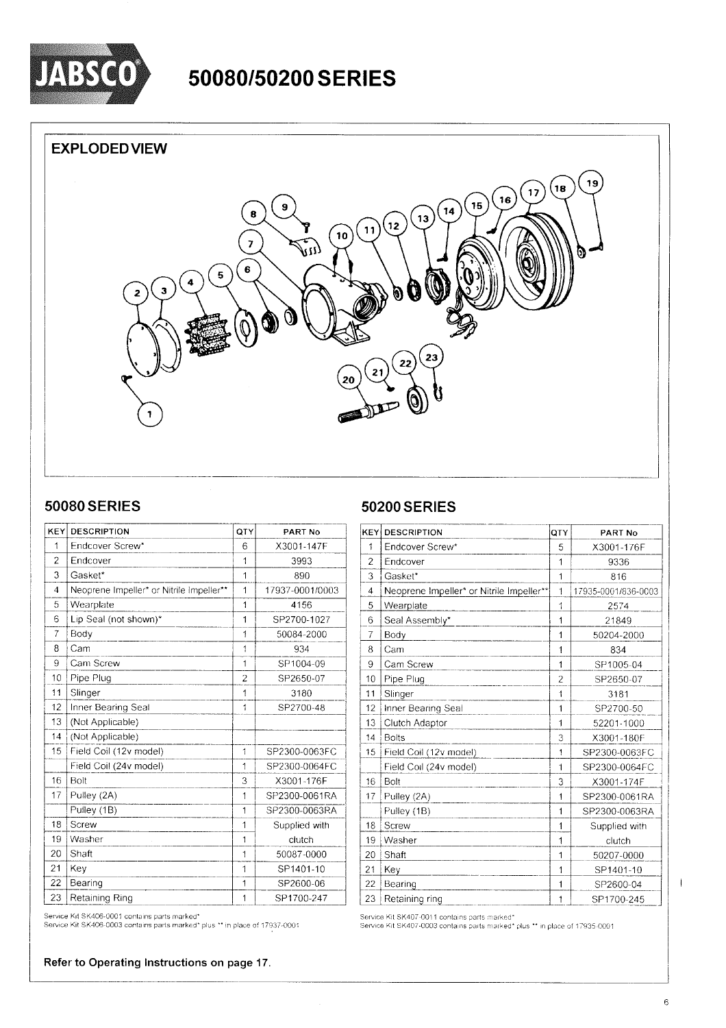# JABSCO® 50080/50200 SERIES

## EXPLODED VIEW

## 50080 SERIES

| KEY | DESCRIPTION | QTY | PART No |
|---|---|---|---|
| 1 | Endcover Screw* | 6 | X3001-147F |
| 2 | Endcover | 1 | 3993 |
| 3 | Gasket* | 1 | 890 |
| 4 | Neoprene Impeller* or Nitrile Impeller** | 1 | 17937-0001/0003 |
| 5 | Wearplate | 1 | 4156 |
| 6 | Lip Seal (not shown)* | 1 | SP2700-1027 |
| 7 | Body | 1 | 50084-2000 |
| 8 | Cam | 1 | 934 |
| 9 | Cam Screw | 1 | SP1004-09 |
| 10 | Pipe Plug | 2 | SP2650-07 |
| 11 | Slinger | 1 | 3180 |
| 12 | Inner Bearing Seal | 1 | SP2700-48 |
| 13 | (Not Applicable) | | |
| 14 | (Not Applicable) | | |
| 15 | Field Coil (12v model) | 1 | SP2300-0063FC |
| | Field Coil (24v model) | 1 | SP2300-0064FC |
| 16 | Bolt | 3 | X3001-176F |
| 17 | Pulley (2A) | 1 | SP2300-0061RA |
| | Pulley (1B) | 1 | SP2300-0063RA |
| 18 | Screw | 1 | Supplied with |
| 19 | Washer | 1 | clutch |
| 20 | Shaft | 1 | 50087-0000 |
| 21 | Key | 1 | SP1401-10 |
| 22 | Bearing | 1 | SP2600-06 |
| 23 | Retaining Ring | 1 | SP1700-247 |

Service Kit SK406-0001 contains parts marked*
Service Kit SK406-0003 contains parts marked* plus ** in place of 17937-0001

## 50200 SERIES

| KEY | DESCRIPTION | QTY | PART No |
|---|---|---|---|
| 1 | Endcover Screw* | 5 | X3001-176F |
| 2 | Endcover | 1 | 9336 |
| 3 | Gasket* | 1 | 816 |
| 4 | Neoprene Impeller* or Nitrile Impeller** | 1 | 17935-0001/836-0003 |
| 5 | Wearplate | 1 | 2574 |
| 6 | Seal Assembly* | 1 | 21849 |
| 7 | Body | 1 | 50204-2000 |
| 8 | Cam | 1 | 834 |
| 9 | Cam Screw | 1 | SP1005-04 |
| 10 | Pipe Plug | 2 | SP2650-07 |
| 11 | Slinger | 1 | 3181 |
| 12 | Inner Bearing Seal | 1 | SP2700-50 |
| 13 | Clutch Adaptor | 1 | 52201-1000 |
| 14 | Bolts | 3 | X3001-180F |
| 15 | Field Coil (12v model) | 1 | SP2300-0063FC |
| | Field Coil (24v model) | 1 | SP2300-0064FC |
| 16 | Bolt | 3 | X3001-174F |
| 17 | Pulley (2A) | 1 | SP2300-0061RA |
| | Pulley (1B) | 1 | SP2300-0063RA |
| 18 | Screw | 1 | Supplied with |
| 19 | Washer | 1 | clutch |
| 20 | Shaft | 1 | 50207-0000 |
| 21 | Key | 1 | SP1401-10 |
| 22 | Bearing | 1 | SP2600-04 |
| 23 | Retaining ring | 1 | SP1700-245 |

Service Kit SK407-0011 contains parts marked*
Service Kit SK407-0003 contains parts marked* plus ** in place of 17935-0001

**Refer to Operating Instructions on page 17.**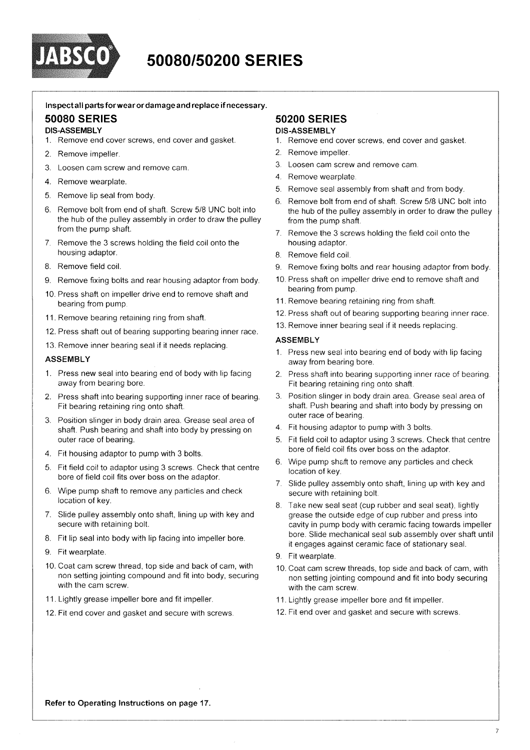# 50080/50200 SERIES

**Inspect all parts for wear or damage and replace if necessary.**

## 50080 SERIES

### DIS-ASSEMBLY

1. Remove end cover screws, end cover and gasket.
2. Remove impeller.
3. Loosen cam screw and remove cam.
4. Remove wearplate.
5. Remove lip seal from body.
6. Remove bolt from end of shaft. Screw 5/8 UNC bolt into the hub of the pulley assembly in order to draw the pulley from the pump shaft.
7. Remove the 3 screws holding the field coil onto the housing adaptor.
8. Remove field coil.
9. Remove fixing bolts and rear housing adaptor from body.
10. Press shaft on impeller drive end to remove shaft and bearing from pump.
11. Remove bearing retaining ring from shaft.
12. Press shaft out of bearing supporting bearing inner race.
13. Remove inner bearing seal if it needs replacing.

### ASSEMBLY

1. Press new seal into bearing end of body with lip facing away from bearing bore.
2. Press shaft into bearing supporting inner race of bearing. Fit bearing retaining ring onto shaft.
3. Position slinger in body drain area. Grease seal area of shaft. Push bearing and shaft into body by pressing on outer race of bearing.
4. Fit housing adaptor to pump with 3 bolts.
5. Fit field coil to adaptor using 3 screws. Check that centre bore of field coil fits over boss on the adaptor.
6. Wipe pump shaft to remove any particles and check location of key.
7. Slide pulley assembly onto shaft, lining up with key and secure with retaining bolt.
8. Fit lip seal into body with lip facing into impeller bore.
9. Fit wearplate.
10. Coat cam screw thread, top side and back of cam, with non setting jointing compound and fit into body, securing with the cam screw.
11. Lightly grease impeller bore and fit impeller.
12. Fit end cover and gasket and secure with screws.

## 50200 SERIES

### DIS-ASSEMBLY

1. Remove end cover screws, end cover and gasket.
2. Remove impeller.
3. Loosen cam screw and remove cam.
4. Remove wearplate.
5. Remove seal assembly from shaft and from body.
6. Remove bolt from end of shaft. Screw 5/8 UNC bolt into the hub of the pulley assembly in order to draw the pulley from the pump shaft.
7. Remove the 3 screws holding the field coil onto the housing adaptor.
8. Remove field coil.
9. Remove fixing bolts and rear housing adaptor from body.
10. Press shaft on impeller drive end to remove shaft and bearing from pump.
11. Remove bearing retaining ring from shaft.
12. Press shaft out of bearing supporting bearing inner race.
13. Remove inner bearing seal if it needs replacing.

### ASSEMBLY

1. Press new seal into bearing end of body with lip facing away from bearing bore.
2. Press shaft into bearing supporting inner race of bearing. Fit bearing retaining ring onto shaft.
3. Position slinger in body drain area. Grease seal area of shaft. Push bearing and shaft into body by pressing on outer race of bearing.
4. Fit housing adaptor to pump with 3 bolts.
5. Fit field coil to adaptor using 3 screws. Check that centre bore of field coil fits over boss on the adaptor.
6. Wipe pump shaft to remove any particles and check location of key.
7. Slide pulley assembly onto shaft, lining up with key and secure with retaining bolt.
8. Take new seal seat (cup rubber and seal seat), lightly grease the outside edge of cup rubber and press into cavity in pump body with ceramic facing towards impeller bore. Slide mechanical seal sub assembly over shaft until it engages against ceramic face of stationary seal.
9. Fit wearplate.
10. Coat cam screw threads, top side and back of cam, with non setting jointing compound and fit into body securing with the cam screw.
11. Lightly grease impeller bore and fit impeller.
12. Fit end over and gasket and secure with screws.

**Refer to Operating Instructions on page 17.**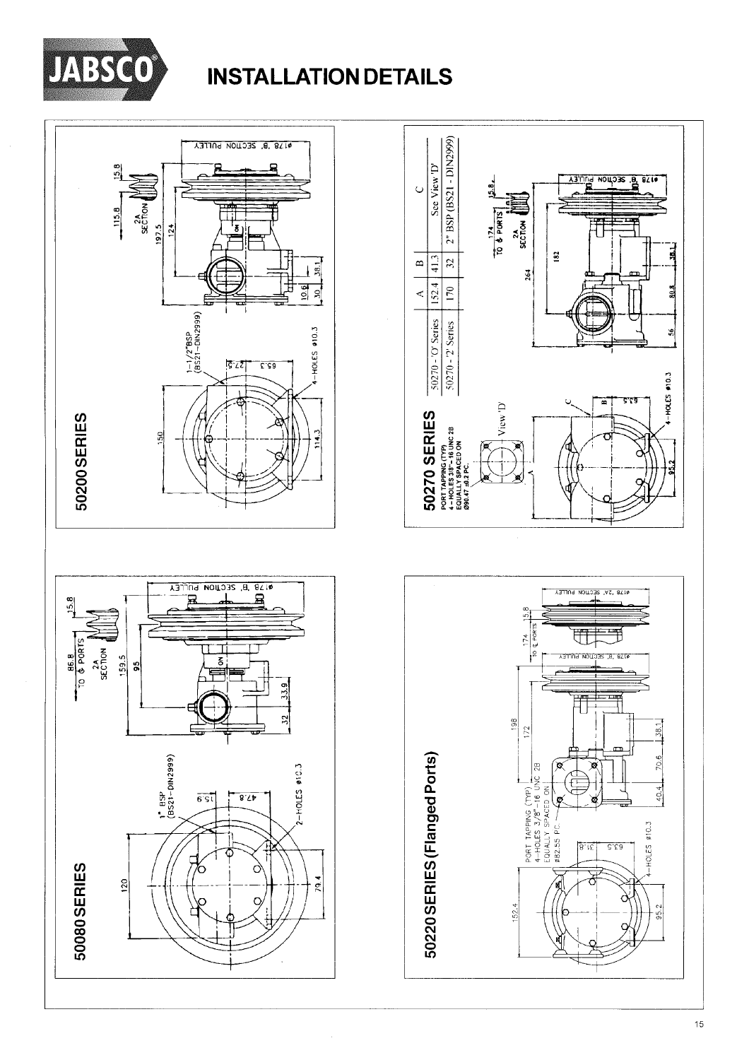# INSTALLATION DETAILS

## 50200 SERIES

1-1/2" BSP (BS21-DIN2999)

4-HOLES ø10.3

150, 65.3, 27.5, 114.3

115.8, 2A SECTION, 15.8, 197.5, 124, 10.6, 30, 38.1

ø178 'B' SECTION PULLEY

## 50270 SERIES

PORT TAPPING (TYP)
4-HOLES 3/8"-16 UNC 2B
EQUALLY SPACED ON
Ø90.47 ±0.2 PC.

View 'D'

| | A | B | C |
|---|---|---|---|
| 50270 - 'O' Series | 152.4 | 41.3 | See View 'D' |
| 50270 - '2' Series | 170 | 32 | 2" BSP (BS21 - DIN2999) |

4-HOLES ø10.3

95.2, 63.5

174 TO ℄ PORTS, 2A SECTION, 15.8, 264, 182, 56, 80.8, 38.1

ø178 'B' SECTION PULLEY

## 50080 SERIES

1" BSP (BS21-DIN2999)

2-HOLES ø10.3

120, 15.9, 47.8, 79.4

86.8 TO ℄ PORTS, 2A SECTION, 15.8, 159.5, 95, 33.9, 32

ø178 'B' SECTION PULLEY

## 50220 SERIES (Flanged Ports)

PORT TAPPING (TYP)
4-HOLES 3/8"-16 UNC 2B
EQUALLY SPACED ON
ø82.55 PC.

4-HOLES ø10.3

152.4, 31.8, 63.5, 95.2

174 TO ℄ PORTS, 15.8, 198, 172, 38.1, 70.6, 40.4

ø178 'B' SECTION PULLEY

ø178 '2A' SECTION PULLEY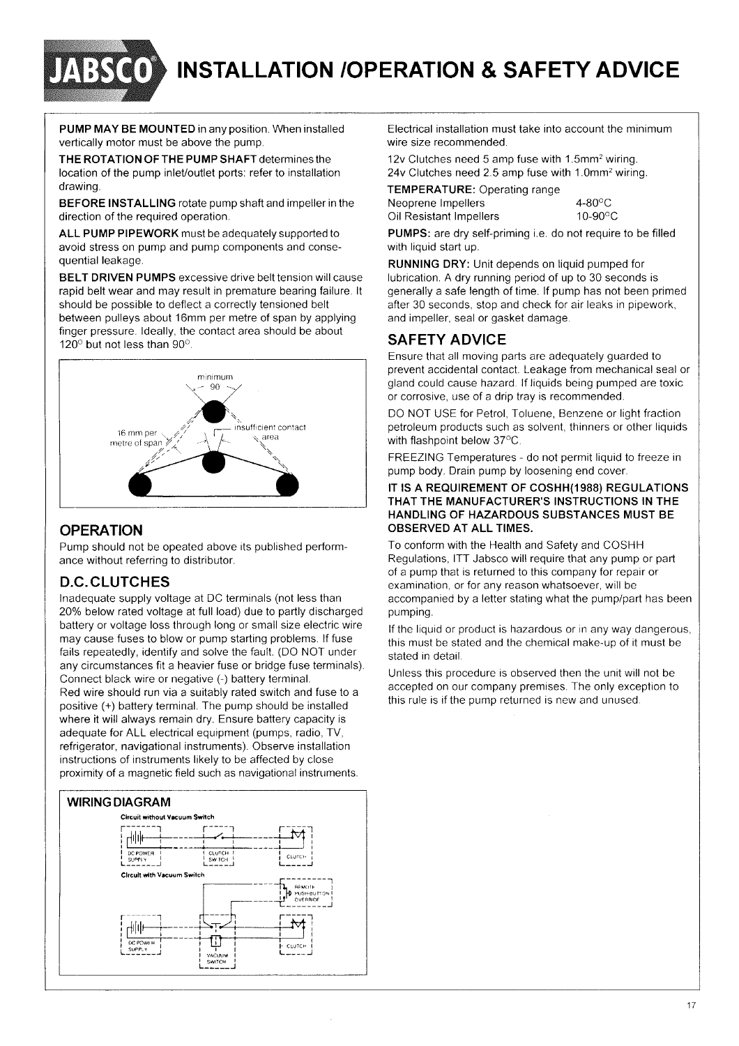# INSTALLATION /OPERATION & SAFETY ADVICE

**PUMP MAY BE MOUNTED** in any position. When installed vertically motor must be above the pump.

**THE ROTATION OF THE PUMP SHAFT** determines the location of the pump inlet/outlet ports: refer to installation drawing.

**BEFORE INSTALLING** rotate pump shaft and impeller in the direction of the required operation.

**ALL PUMP PIPEWORK** must be adequately supported to avoid stress on pump and pump components and consequential leakage.

**BELT DRIVEN PUMPS** excessive drive belt tension will cause rapid belt wear and may result in premature bearing failure. It should be possible to deflect a correctly tensioned belt between pulleys about 16mm per metre of span by applying finger pressure. Ideally, the contact area should be about 120° but not less than 90°.

minimum
90
16 mm per metre of span
insufficient contact area

## OPERATION

Pump should not be opeated above its published performance without referring to distributor.

## D.C. CLUTCHES

Inadequate supply voltage at DC terminals (not less than 20% below rated voltage at full load) due to partly discharged battery or voltage loss through long or small size electric wire may cause fuses to blow or pump starting problems. If fuse fails repeatedly, identify and solve the fault. (DO NOT under any circumstances fit a heavier fuse or bridge fuse terminals). Connect black wire or negative (-) battery terminal.

Red wire should run via a suitably rated switch and fuse to a positive (+) battery terminal. The pump should be installed where it will always remain dry. Ensure battery capacity is adequate for ALL electrical equipment (pumps, radio, TV, refrigerator, navigational instruments). Observe installation instructions of instruments likely to be affected by close proximity of a magnetic field such as navigational instruments.

### WIRING DIAGRAM

Circuit without Vacuum Switch

DC POWER SUPPLY
CLUTCH SWITCH
CLUTCH

Circuit with Vacuum Switch

REMOTE PUSHBUTTON OVERRIDE
DC POWER SUPPLY
VACUUM SWITCH
CLUTCH

Electrical installation must take into account the minimum wire size recommended.

12v Clutches need 5 amp fuse with 1.5mm² wiring.
24v Clutches need 2.5 amp fuse with 1.0mm² wiring.

**TEMPERATURE:** Operating range

| | |
|---|---|
| Neoprene Impellers | 4-80°C |
| Oil Resistant Impellers | 10-90°C |

**PUMPS:** are dry self-priming i.e. do not require to be filled with liquid start up.

**RUNNING DRY:** Unit depends on liquid pumped for lubrication. A dry running period of up to 30 seconds is generally a safe length of time. If pump has not been primed after 30 seconds, stop and check for air leaks in pipework, and impeller, seal or gasket damage.

## SAFETY ADVICE

Ensure that all moving parts are adequately guarded to prevent accidental contact. Leakage from mechanical seal or gland could cause hazard. If liquids being pumped are toxic or corrosive, use of a drip tray is recommended.

DO NOT USE for Petrol, Toluene, Benzene or light fraction petroleum products such as solvent, thinners or other liquids with flashpoint below 37°C.

FREEZING Temperatures - do not permit liquid to freeze in pump body. Drain pump by loosening end cover.

**IT IS A REQUIREMENT OF COSHH(1988) REGULATIONS THAT THE MANUFACTURER'S INSTRUCTIONS IN THE HANDLING OF HAZARDOUS SUBSTANCES MUST BE OBSERVED AT ALL TIMES.**

To conform with the Health and Safety and COSHH Regulations, ITT Jabsco will require that any pump or part of a pump that is returned to this company for repair or examination, or for any reason whatsoever, will be accompanied by a letter stating what the pump/part has been pumping.

If the liquid or product is hazardous or in any way dangerous, this must be stated and the chemical make-up of it must be stated in detail.

Unless this procedure is observed then the unit will not be accepted on our company premises. The only exception to this rule is if the pump returned is new and unused.